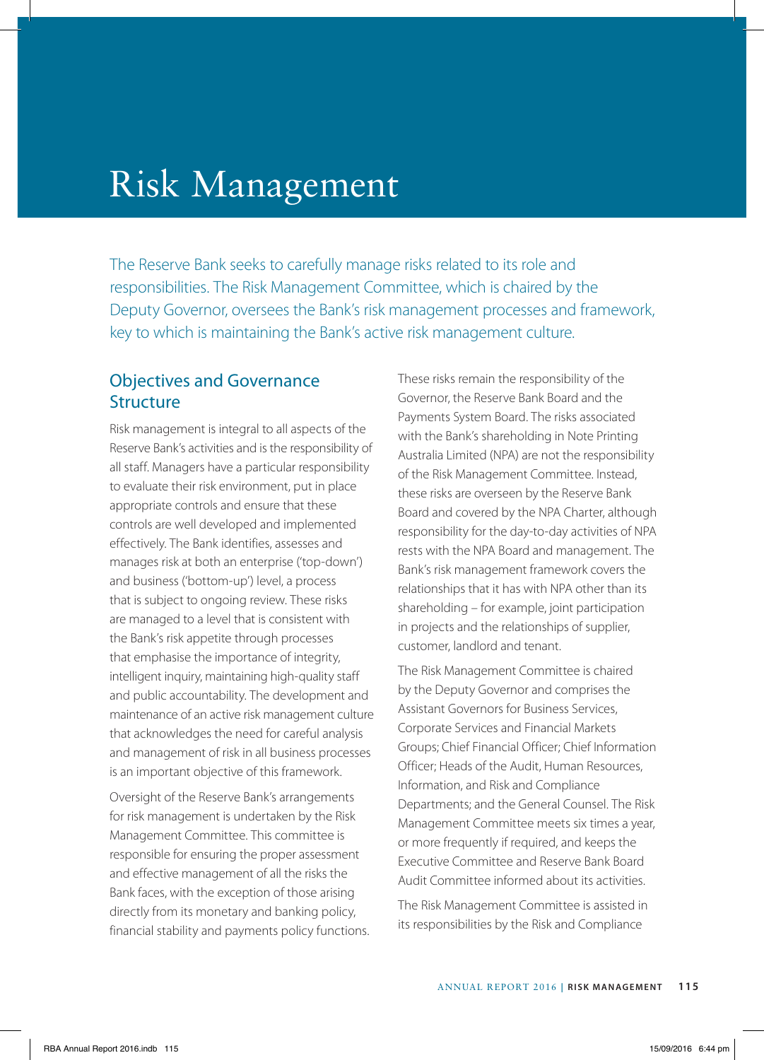# Risk Management

The Reserve Bank seeks to carefully manage risks related to its role and responsibilities. The Risk Management Committee, which is chaired by the Deputy Governor, oversees the Bank's risk management processes and framework, key to which is maintaining the Bank's active risk management culture.

## Objectives and Governance Structure

Risk management is integral to all aspects of the Reserve Bank's activities and is the responsibility of all staff. Managers have a particular responsibility to evaluate their risk environment, put in place appropriate controls and ensure that these controls are well developed and implemented effectively. The Bank identifies, assesses and manages risk at both an enterprise ('top-down') and business ('bottom-up') level, a process that is subject to ongoing review. These risks are managed to a level that is consistent with the Bank's risk appetite through processes that emphasise the importance of integrity, intelligent inquiry, maintaining high-quality staff and public accountability. The development and maintenance of an active risk management culture that acknowledges the need for careful analysis and management of risk in all business processes is an important objective of this framework.

Oversight of the Reserve Bank's arrangements for risk management is undertaken by the Risk Management Committee. This committee is responsible for ensuring the proper assessment and effective management of all the risks the Bank faces, with the exception of those arising directly from its monetary and banking policy, financial stability and payments policy functions. These risks remain the responsibility of the Governor, the Reserve Bank Board and the Payments System Board. The risks associated with the Bank's shareholding in Note Printing Australia Limited (NPA) are not the responsibility of the Risk Management Committee. Instead, these risks are overseen by the Reserve Bank Board and covered by the NPA Charter, although responsibility for the day-to-day activities of NPA rests with the NPA Board and management. The Bank's risk management framework covers the relationships that it has with NPA other than its shareholding – for example, joint participation in projects and the relationships of supplier, customer, landlord and tenant.

The Risk Management Committee is chaired by the Deputy Governor and comprises the Assistant Governors for Business Services, Corporate Services and Financial Markets Groups; Chief Financial Officer; Chief Information Officer; Heads of the Audit, Human Resources, Information, and Risk and Compliance Departments; and the General Counsel. The Risk Management Committee meets six times a year, or more frequently if required, and keeps the Executive Committee and Reserve Bank Board Audit Committee informed about its activities.

The Risk Management Committee is assisted in its responsibilities by the Risk and Compliance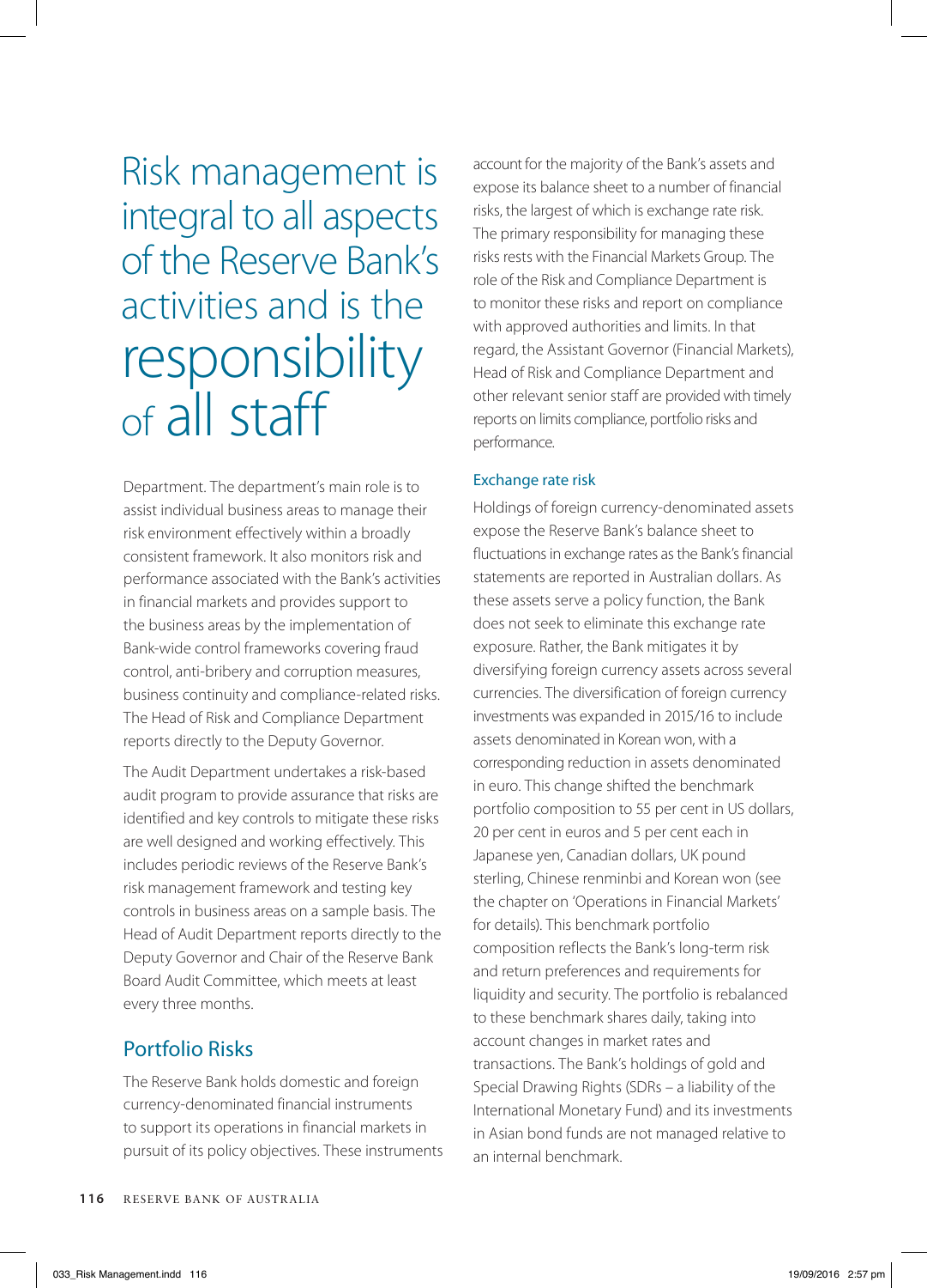Risk management is integral to all aspects of the Reserve Bank's activities and is the responsibility of all staff

Department. The department's main role is to assist individual business areas to manage their risk environment effectively within a broadly consistent framework. It also monitors risk and performance associated with the Bank's activities in financial markets and provides support to the business areas by the implementation of Bank-wide control frameworks covering fraud control, anti-bribery and corruption measures, business continuity and compliance-related risks. The Head of Risk and Compliance Department reports directly to the Deputy Governor.

The Audit Department undertakes a risk-based audit program to provide assurance that risks are identified and key controls to mitigate these risks are well designed and working effectively. This includes periodic reviews of the Reserve Bank's risk management framework and testing key controls in business areas on a sample basis. The Head of Audit Department reports directly to the Deputy Governor and Chair of the Reserve Bank Board Audit Committee, which meets at least every three months.

## Portfolio Risks

The Reserve Bank holds domestic and foreign currency-denominated financial instruments to support its operations in financial markets in pursuit of its policy objectives. These instruments account for the majority of the Bank's assets and expose its balance sheet to a number of financial risks, the largest of which is exchange rate risk. The primary responsibility for managing these risks rests with the Financial Markets Group. The role of the Risk and Compliance Department is to monitor these risks and report on compliance with approved authorities and limits. In that regard, the Assistant Governor (Financial Markets), Head of Risk and Compliance Department and other relevant senior staff are provided with timely reports on limits compliance, portfolio risks and performance.

### Exchange rate risk

Holdings of foreign currency-denominated assets expose the Reserve Bank's balance sheet to fluctuations in exchange rates as the Bank's financial statements are reported in Australian dollars. As these assets serve a policy function, the Bank does not seek to eliminate this exchange rate exposure. Rather, the Bank mitigates it by diversifying foreign currency assets across several currencies. The diversification of foreign currency investments was expanded in 2015/16 to include assets denominated in Korean won, with a corresponding reduction in assets denominated in euro. This change shifted the benchmark portfolio composition to 55 per cent in US dollars, 20 per cent in euros and 5 per cent each in Japanese yen, Canadian dollars, UK pound sterling, Chinese renminbi and Korean won (see the chapter on 'Operations in Financial Markets' for details). This benchmark portfolio composition reflects the Bank's long-term risk and return preferences and requirements for liquidity and security. The portfolio is rebalanced to these benchmark shares daily, taking into account changes in market rates and transactions. The Bank's holdings of gold and Special Drawing Rights (SDRs – a liability of the International Monetary Fund) and its investments in Asian bond funds are not managed relative to an internal benchmark.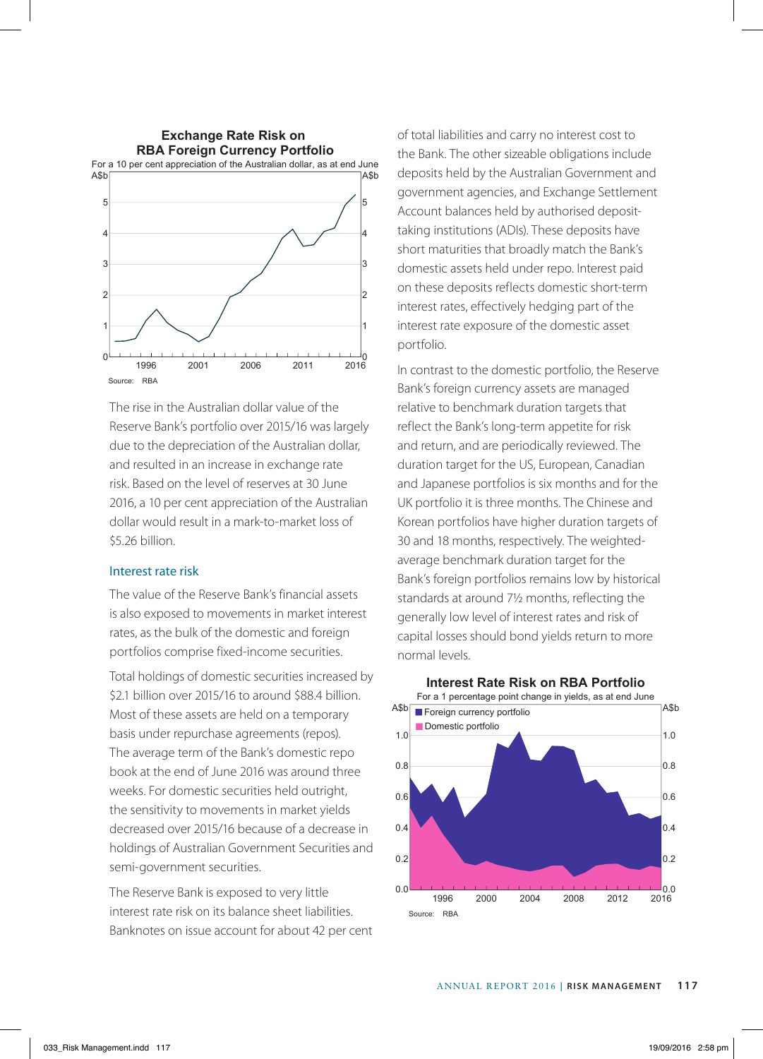**Exchange Rate Risk on RBA Foreign Currency Portfolio**

For a 10 per cent appreciation of the Australian dollar, as at end June

Source: RBA

The rise in the Australian dollar value of the Reserve Bank's portfolio over 2015/16 was largely due to the depreciation of the Australian dollar, and resulted in an increase in exchange rate risk. Based on the level of reserves at 30 June 2016, a 10 per cent appreciation of the Australian dollar would result in a mark-to-market loss of $5.26 billion.

### Interest rate risk

The value of the Reserve Bank's financial assets is also exposed to movements in market interest rates, as the bulk of the domestic and foreign portfolios comprise fixed-income securities.

Total holdings of domestic securities increased by $2.1 billion over 2015/16 to around $88.4 billion. Most of these assets are held on a temporary basis under repurchase agreements (repos). The average term of the Bank's domestic repo book at the end of June 2016 was around three weeks. For domestic securities held outright, the sensitivity to movements in market yields decreased over 2015/16 because of a decrease in holdings of Australian Government Securities and semi-government securities.

The Reserve Bank is exposed to very little interest rate risk on its balance sheet liabilities. Banknotes on issue account for about 42 per cent of total liabilities and carry no interest cost to the Bank. The other sizeable obligations include deposits held by the Australian Government and government agencies, and Exchange Settlement Account balances held by authorised deposit-taking institutions (ADIs). These deposits have short maturities that broadly match the Bank's domestic assets held under repo. Interest paid on these deposits reflects domestic short-term interest rates, effectively hedging part of the interest rate exposure of the domestic asset portfolio.

In contrast to the domestic portfolio, the Reserve Bank's foreign currency assets are managed relative to benchmark duration targets that reflect the Bank's long-term appetite for risk and return, and are periodically reviewed. The duration target for the US, European, Canadian and Japanese portfolios is six months and for the UK portfolio it is three months. The Chinese and Korean portfolios have higher duration targets of 30 and 18 months, respectively. The weighted-average benchmark duration target for the Bank's foreign portfolios remains low by historical standards at around 7½ months, reflecting the generally low level of interest rates and risk of capital losses should bond yields return to more normal levels.

**Interest Rate Risk on RBA Portfolio**

For a 1 percentage point change in yields, as at end June

Source: RBA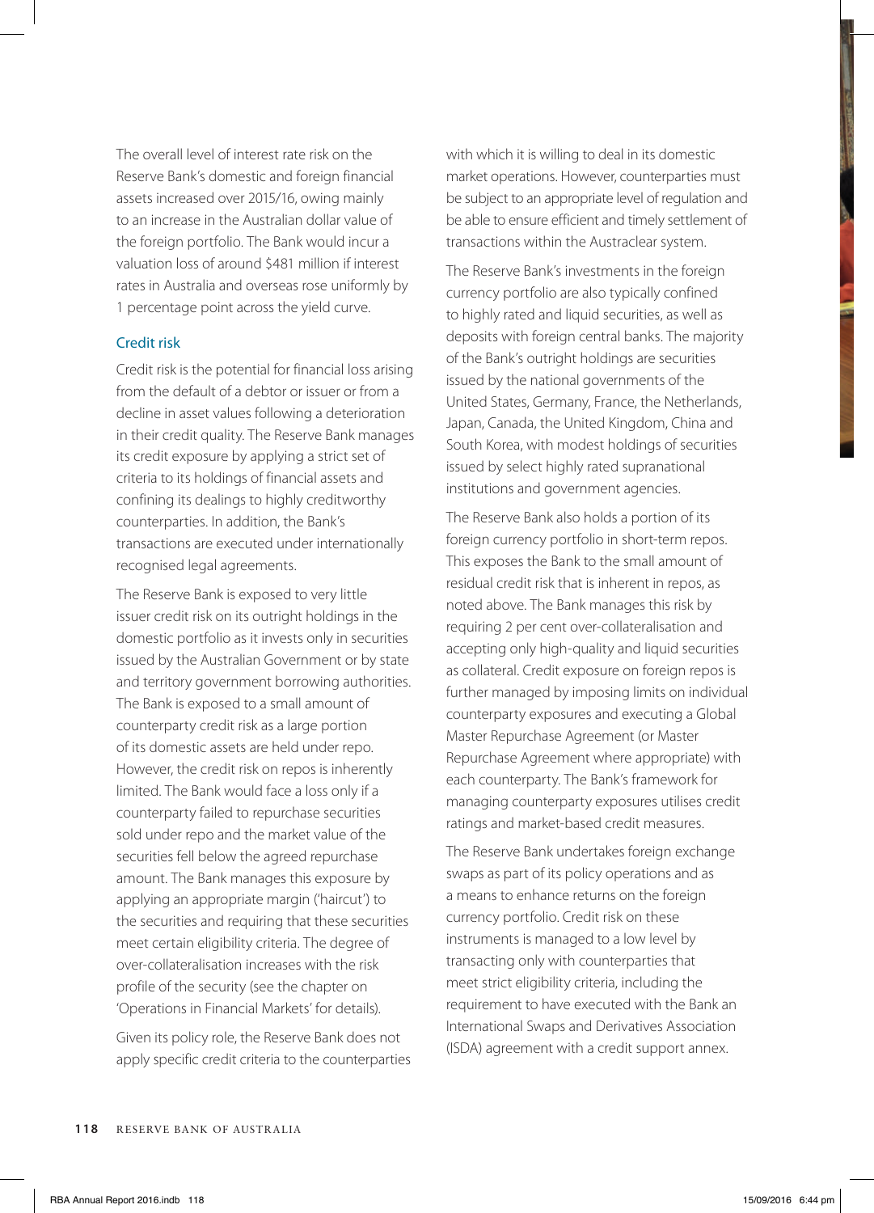The overall level of interest rate risk on the Reserve Bank's domestic and foreign financial assets increased over 2015/16, owing mainly to an increase in the Australian dollar value of the foreign portfolio. The Bank would incur a valuation loss of around $481 million if interest rates in Australia and overseas rose uniformly by 1 percentage point across the yield curve.

### Credit risk

Credit risk is the potential for financial loss arising from the default of a debtor or issuer or from a decline in asset values following a deterioration in their credit quality. The Reserve Bank manages its credit exposure by applying a strict set of criteria to its holdings of financial assets and confining its dealings to highly creditworthy counterparties. In addition, the Bank's transactions are executed under internationally recognised legal agreements.

The Reserve Bank is exposed to very little issuer credit risk on its outright holdings in the domestic portfolio as it invests only in securities issued by the Australian Government or by state and territory government borrowing authorities. The Bank is exposed to a small amount of counterparty credit risk as a large portion of its domestic assets are held under repo. However, the credit risk on repos is inherently limited. The Bank would face a loss only if a counterparty failed to repurchase securities sold under repo and the market value of the securities fell below the agreed repurchase amount. The Bank manages this exposure by applying an appropriate margin ('haircut') to the securities and requiring that these securities meet certain eligibility criteria. The degree of over-collateralisation increases with the risk profile of the security (see the chapter on 'Operations in Financial Markets' for details).

Given its policy role, the Reserve Bank does not apply specific credit criteria to the counterparties with which it is willing to deal in its domestic market operations. However, counterparties must be subject to an appropriate level of regulation and be able to ensure efficient and timely settlement of transactions within the Austraclear system.

The Reserve Bank's investments in the foreign currency portfolio are also typically confined to highly rated and liquid securities, as well as deposits with foreign central banks. The majority of the Bank's outright holdings are securities issued by the national governments of the United States, Germany, France, the Netherlands, Japan, Canada, the United Kingdom, China and South Korea, with modest holdings of securities issued by select highly rated supranational institutions and government agencies.

The Reserve Bank also holds a portion of its foreign currency portfolio in short-term repos. This exposes the Bank to the small amount of residual credit risk that is inherent in repos, as noted above. The Bank manages this risk by requiring 2 per cent over-collateralisation and accepting only high-quality and liquid securities as collateral. Credit exposure on foreign repos is further managed by imposing limits on individual counterparty exposures and executing a Global Master Repurchase Agreement (or Master Repurchase Agreement where appropriate) with each counterparty. The Bank's framework for managing counterparty exposures utilises credit ratings and market-based credit measures.

The Reserve Bank undertakes foreign exchange swaps as part of its policy operations and as a means to enhance returns on the foreign currency portfolio. Credit risk on these instruments is managed to a low level by transacting only with counterparties that meet strict eligibility criteria, including the requirement to have executed with the Bank an International Swaps and Derivatives Association (ISDA) agreement with a credit support annex.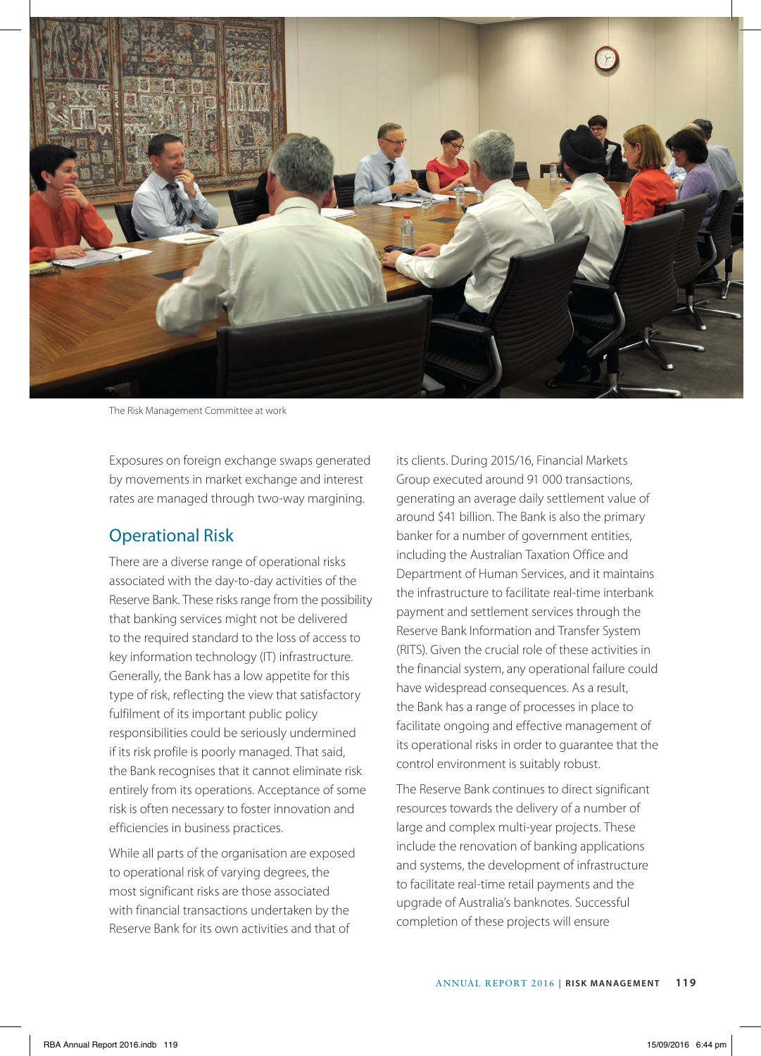The Risk Management Committee at work

Exposures on foreign exchange swaps generated by movements in market exchange and interest rates are managed through two-way margining.

## Operational Risk

There are a diverse range of operational risks associated with the day-to-day activities of the Reserve Bank. These risks range from the possibility that banking services might not be delivered to the required standard to the loss of access to key information technology (IT) infrastructure. Generally, the Bank has a low appetite for this type of risk, reflecting the view that satisfactory fulfilment of its important public policy responsibilities could be seriously undermined if its risk profile is poorly managed. That said, the Bank recognises that it cannot eliminate risk entirely from its operations. Acceptance of some risk is often necessary to foster innovation and efficiencies in business practices.

While all parts of the organisation are exposed to operational risk of varying degrees, the most significant risks are those associated with financial transactions undertaken by the Reserve Bank for its own activities and that of its clients. During 2015/16, Financial Markets Group executed around 91 000 transactions, generating an average daily settlement value of around $41 billion. The Bank is also the primary banker for a number of government entities, including the Australian Taxation Office and Department of Human Services, and it maintains the infrastructure to facilitate real-time interbank payment and settlement services through the Reserve Bank Information and Transfer System (RITS). Given the crucial role of these activities in the financial system, any operational failure could have widespread consequences. As a result, the Bank has a range of processes in place to facilitate ongoing and effective management of its operational risks in order to guarantee that the control environment is suitably robust.

The Reserve Bank continues to direct significant resources towards the delivery of a number of large and complex multi-year projects. These include the renovation of banking applications and systems, the development of infrastructure to facilitate real-time retail payments and the upgrade of Australia's banknotes. Successful completion of these projects will ensure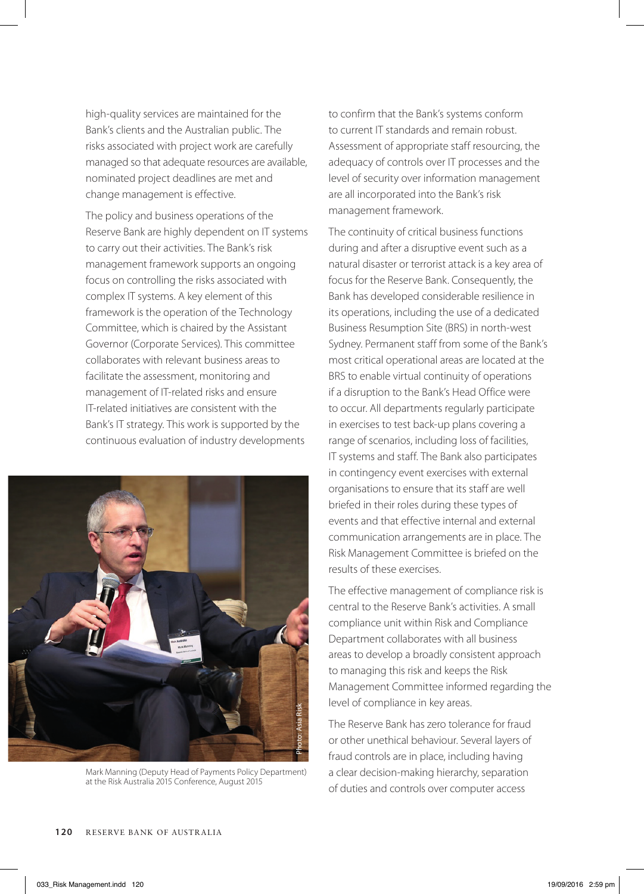high-quality services are maintained for the Bank's clients and the Australian public. The risks associated with project work are carefully managed so that adequate resources are available, nominated project deadlines are met and change management is effective.

The policy and business operations of the Reserve Bank are highly dependent on IT systems to carry out their activities. The Bank's risk management framework supports an ongoing focus on controlling the risks associated with complex IT systems. A key element of this framework is the operation of the Technology Committee, which is chaired by the Assistant Governor (Corporate Services). This committee collaborates with relevant business areas to facilitate the assessment, monitoring and management of IT-related risks and ensure IT-related initiatives are consistent with the Bank's IT strategy. This work is supported by the continuous evaluation of industry developments to confirm that the Bank's systems conform to current IT standards and remain robust. Assessment of appropriate staff resourcing, the adequacy of controls over IT processes and the level of security over information management are all incorporated into the Bank's risk management framework.

Mark Manning (Deputy Head of Payments Policy Department) at the Risk Australia 2015 Conference, August 2015

The continuity of critical business functions during and after a disruptive event such as a natural disaster or terrorist attack is a key area of focus for the Reserve Bank. Consequently, the Bank has developed considerable resilience in its operations, including the use of a dedicated Business Resumption Site (BRS) in north-west Sydney. Permanent staff from some of the Bank's most critical operational areas are located at the BRS to enable virtual continuity of operations if a disruption to the Bank's Head Office were to occur. All departments regularly participate in exercises to test back-up plans covering a range of scenarios, including loss of facilities, IT systems and staff. The Bank also participates in contingency event exercises with external organisations to ensure that its staff are well briefed in their roles during these types of events and that effective internal and external communication arrangements are in place. The Risk Management Committee is briefed on the results of these exercises.

The effective management of compliance risk is central to the Reserve Bank's activities. A small compliance unit within Risk and Compliance Department collaborates with all business areas to develop a broadly consistent approach to managing this risk and keeps the Risk Management Committee informed regarding the level of compliance in key areas.

The Reserve Bank has zero tolerance for fraud or other unethical behaviour. Several layers of fraud controls are in place, including having a clear decision-making hierarchy, separation of duties and controls over computer access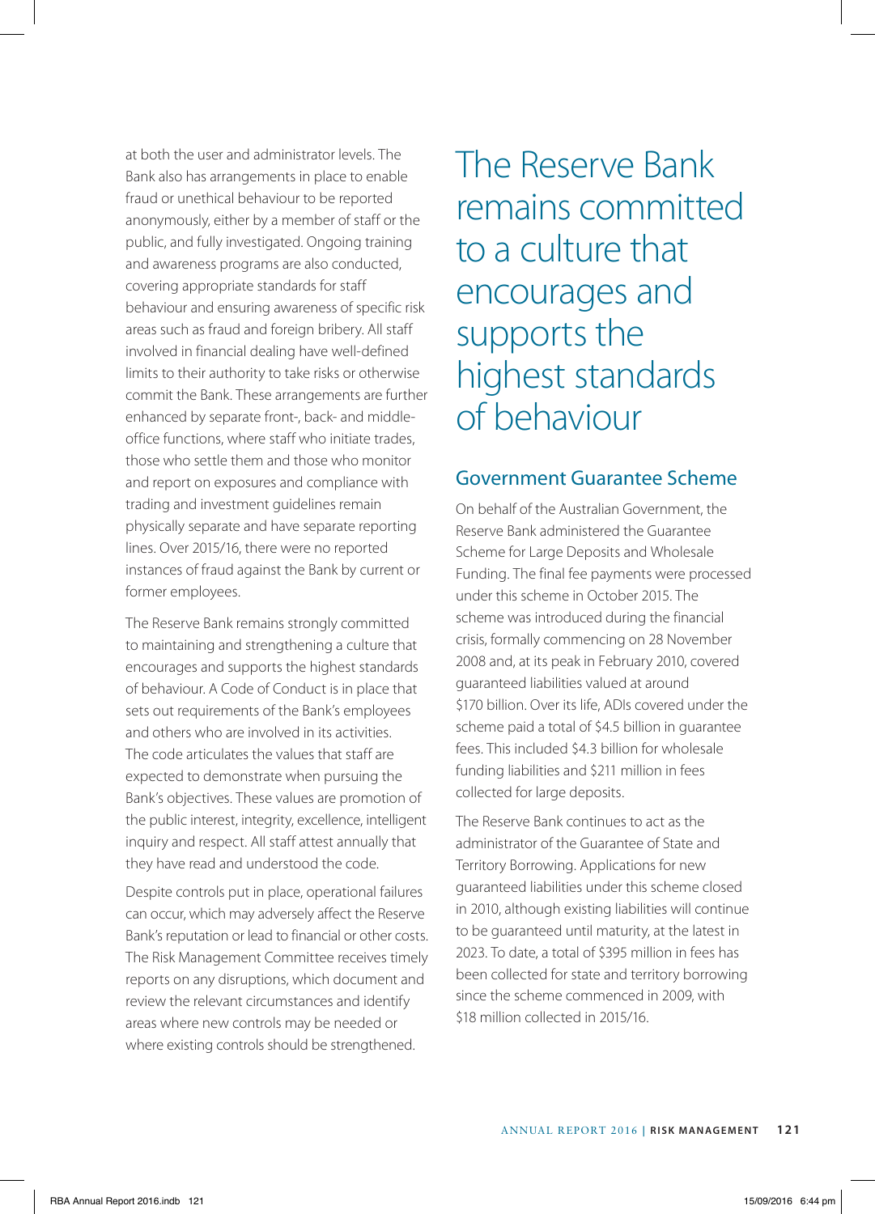at both the user and administrator levels. The Bank also has arrangements in place to enable fraud or unethical behaviour to be reported anonymously, either by a member of staff or the public, and fully investigated. Ongoing training and awareness programs are also conducted, covering appropriate standards for staff behaviour and ensuring awareness of specific risk areas such as fraud and foreign bribery. All staff involved in financial dealing have well-defined limits to their authority to take risks or otherwise commit the Bank. These arrangements are further enhanced by separate front-, back- and middle-office functions, where staff who initiate trades, those who settle them and those who monitor and report on exposures and compliance with trading and investment guidelines remain physically separate and have separate reporting lines. Over 2015/16, there were no reported instances of fraud against the Bank by current or former employees.

The Reserve Bank remains strongly committed to maintaining and strengthening a culture that encourages and supports the highest standards of behaviour. A Code of Conduct is in place that sets out requirements of the Bank's employees and others who are involved in its activities. The code articulates the values that staff are expected to demonstrate when pursuing the Bank's objectives. These values are promotion of the public interest, integrity, excellence, intelligent inquiry and respect. All staff attest annually that they have read and understood the code.

Despite controls put in place, operational failures can occur, which may adversely affect the Reserve Bank's reputation or lead to financial or other costs. The Risk Management Committee receives timely reports on any disruptions, which document and review the relevant circumstances and identify areas where new controls may be needed or where existing controls should be strengthened.

> The Reserve Bank remains committed to a culture that encourages and supports the highest standards of behaviour

## Government Guarantee Scheme

On behalf of the Australian Government, the Reserve Bank administered the Guarantee Scheme for Large Deposits and Wholesale Funding. The final fee payments were processed under this scheme in October 2015. The scheme was introduced during the financial crisis, formally commencing on 28 November 2008 and, at its peak in February 2010, covered guaranteed liabilities valued at around $170 billion. Over its life, ADIs covered under the scheme paid a total of $4.5 billion in guarantee fees. This included $4.3 billion for wholesale funding liabilities and $211 million in fees collected for large deposits.

The Reserve Bank continues to act as the administrator of the Guarantee of State and Territory Borrowing. Applications for new guaranteed liabilities under this scheme closed in 2010, although existing liabilities will continue to be guaranteed until maturity, at the latest in 2023. To date, a total of $395 million in fees has been collected for state and territory borrowing since the scheme commenced in 2009, with $18 million collected in 2015/16.